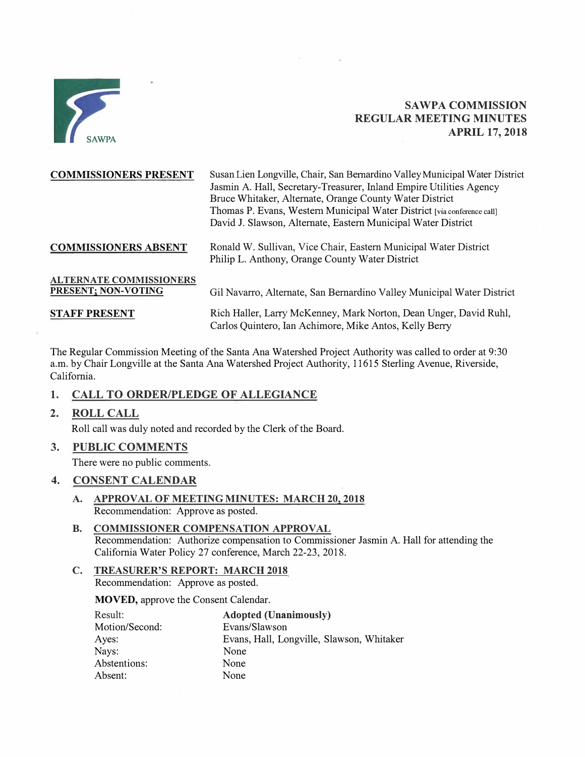SAWPA

# SAWPA COMMISSION
# REGULAR MEETING MINUTES
# APRIL 17, 2018

| | |
|---|---|
| **COMMISSIONERS PRESENT** | Susan Lien Longville, Chair, San Bernardino Valley Municipal Water District<br>Jasmin A. Hall, Secretary-Treasurer, Inland Empire Utilities Agency<br>Bruce Whitaker, Alternate, Orange County Water District<br>Thomas P. Evans, Western Municipal Water District [via conference call]<br>David J. Slawson, Alternate, Eastern Municipal Water District |
| **COMMISSIONERS ABSENT** | Ronald W. Sullivan, Vice Chair, Eastern Municipal Water District<br>Philip L. Anthony, Orange County Water District |
| **ALTERNATE COMMISSIONERS PRESENT; NON-VOTING** | Gil Navarro, Alternate, San Bernardino Valley Municipal Water District |
| **STAFF PRESENT** | Rich Haller, Larry McKenney, Mark Norton, Dean Unger, David Ruhl, Carlos Quintero, Ian Achimore, Mike Antos, Kelly Berry |

The Regular Commission Meeting of the Santa Ana Watershed Project Authority was called to order at 9:30 a.m. by Chair Longville at the Santa Ana Watershed Project Authority, 11615 Sterling Avenue, Riverside, California.

## 1. CALL TO ORDER/PLEDGE OF ALLEGIANCE

## 2. ROLL CALL

Roll call was duly noted and recorded by the Clerk of the Board.

## 3. PUBLIC COMMENTS

There were no public comments.

## 4. CONSENT CALENDAR

**A. APPROVAL OF MEETING MINUTES: MARCH 20, 2018**
Recommendation: Approve as posted.

**B. COMMISSIONER COMPENSATION APPROVAL**
Recommendation: Authorize compensation to Commissioner Jasmin A. Hall for attending the California Water Policy 27 conference, March 22-23, 2018.

**C. TREASURER'S REPORT: MARCH 2018**
Recommendation: Approve as posted.

**MOVED,** approve the Consent Calendar.

| | |
|---|---|
| Result: | **Adopted (Unanimously)** |
| Motion/Second: | Evans/Slawson |
| Ayes: | Evans, Hall, Longville, Slawson, Whitaker |
| Nays: | None |
| Abstentions: | None |
| Absent: | None |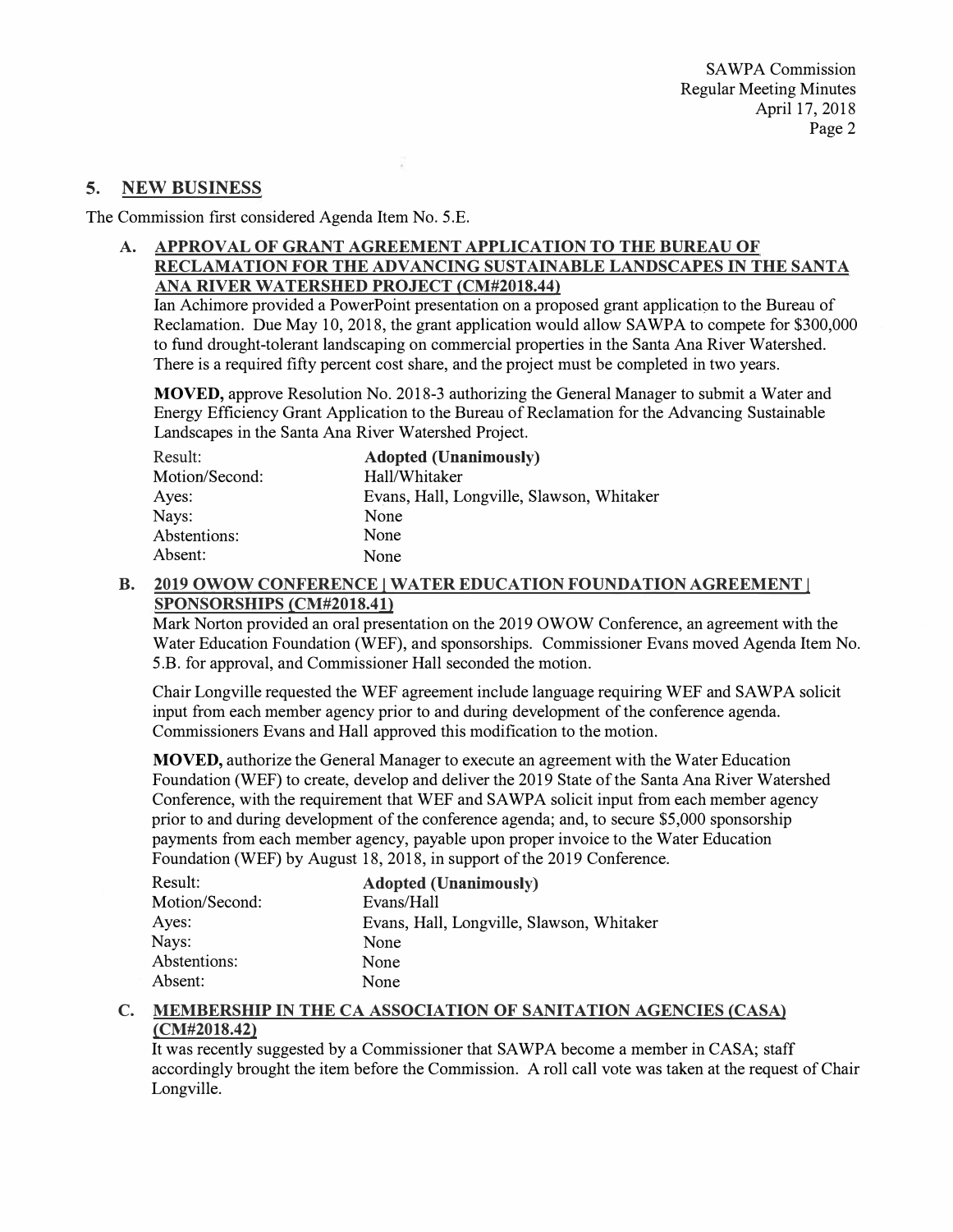## 5. NEW BUSINESS

The Commission first considered Agenda Item No. 5.E.

### A. APPROVAL OF GRANT AGREEMENT APPLICATION TO THE BUREAU OF RECLAMATION FOR THE ADVANCING SUSTAINABLE LANDSCAPES IN THE SANTA ANA RIVER WATERSHED PROJECT (CM#2018.44)

Ian Achimore provided a PowerPoint presentation on a proposed grant application to the Bureau of Reclamation. Due May 10, 2018, the grant application would allow SAWPA to compete for $300,000 to fund drought-tolerant landscaping on commercial properties in the Santa Ana River Watershed. There is a required fifty percent cost share, and the project must be completed in two years.

**MOVED,** approve Resolution No. 2018-3 authorizing the General Manager to submit a Water and Energy Efficiency Grant Application to the Bureau of Reclamation for the Advancing Sustainable Landscapes in the Santa Ana River Watershed Project.

| | |
|---|---|
| Result: | **Adopted (Unanimously)** |
| Motion/Second: | Hall/Whitaker |
| Ayes: | Evans, Hall, Longville, Slawson, Whitaker |
| Nays: | None |
| Abstentions: | None |
| Absent: | None |

### B. 2019 OWOW CONFERENCE | WATER EDUCATION FOUNDATION AGREEMENT | SPONSORSHIPS (CM#2018.41)

Mark Norton provided an oral presentation on the 2019 OWOW Conference, an agreement with the Water Education Foundation (WEF), and sponsorships. Commissioner Evans moved Agenda Item No. 5.B. for approval, and Commissioner Hall seconded the motion.

Chair Longville requested the WEF agreement include language requiring WEF and SAWPA solicit input from each member agency prior to and during development of the conference agenda. Commissioners Evans and Hall approved this modification to the motion.

**MOVED,** authorize the General Manager to execute an agreement with the Water Education Foundation (WEF) to create, develop and deliver the 2019 State of the Santa Ana River Watershed Conference, with the requirement that WEF and SAWPA solicit input from each member agency prior to and during development of the conference agenda; and, to secure $5,000 sponsorship payments from each member agency, payable upon proper invoice to the Water Education Foundation (WEF) by August 18, 2018, in support of the 2019 Conference.

| | |
|---|---|
| Result: | **Adopted (Unanimously)** |
| Motion/Second: | Evans/Hall |
| Ayes: | Evans, Hall, Longville, Slawson, Whitaker |
| Nays: | None |
| Abstentions: | None |
| Absent: | None |

### C. MEMBERSHIP IN THE CA ASSOCIATION OF SANITATION AGENCIES (CASA) (CM#2018.42)

It was recently suggested by a Commissioner that SAWPA become a member in CASA; staff accordingly brought the item before the Commission. A roll call vote was taken at the request of Chair Longville.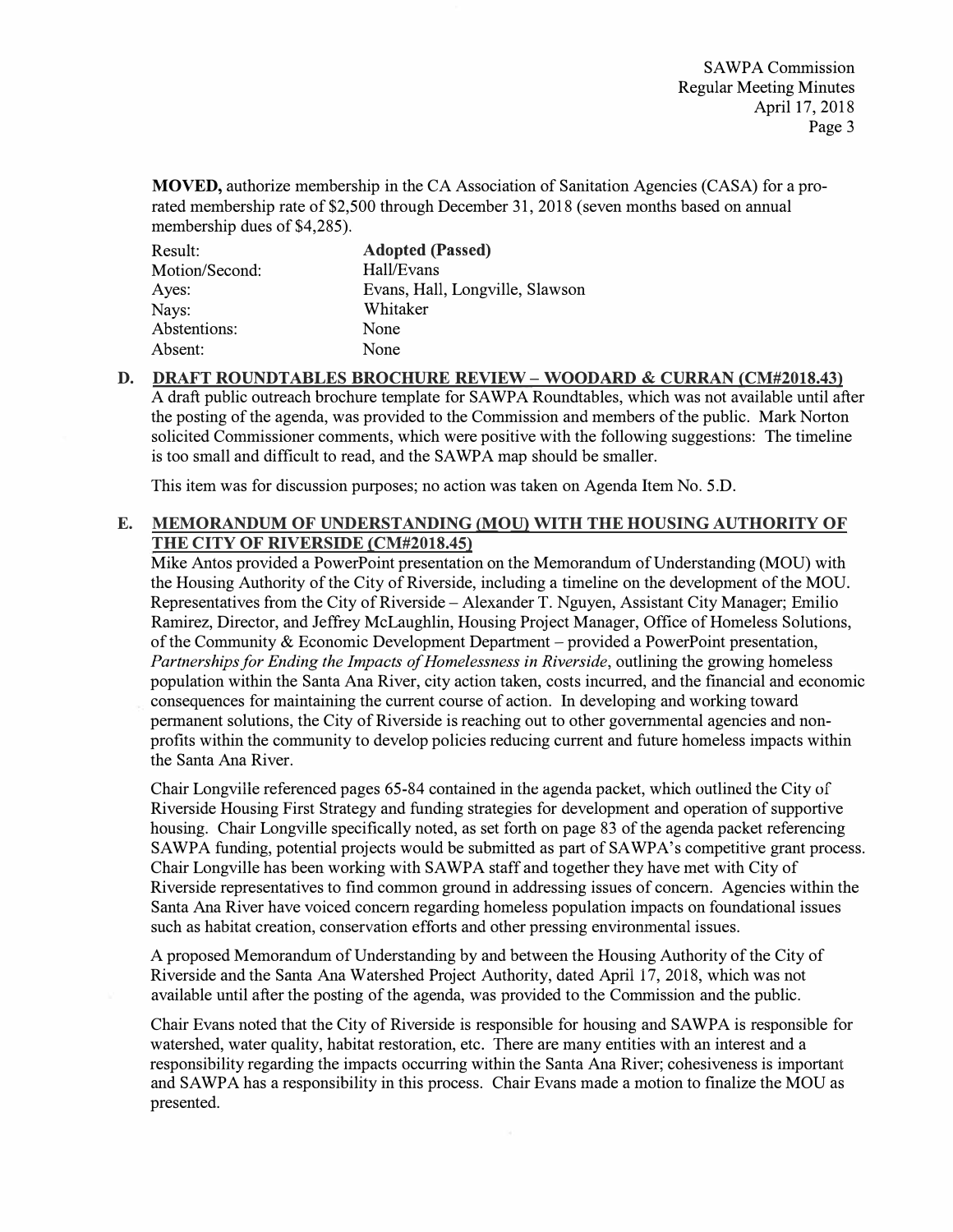**MOVED,** authorize membership in the CA Association of Sanitation Agencies (CASA) for a pro-rated membership rate of $2,500 through December 31, 2018 (seven months based on annual membership dues of $4,285).

| | |
|---|---|
| Result: | **Adopted (Passed)** |
| Motion/Second: | Hall/Evans |
| Ayes: | Evans, Hall, Longville, Slawson |
| Nays: | Whitaker |
| Abstentions: | None |
| Absent: | None |

**D. DRAFT ROUNDTABLES BROCHURE REVIEW – WOODARD & CURRAN (CM#2018.43)**

A draft public outreach brochure template for SAWPA Roundtables, which was not available until after the posting of the agenda, was provided to the Commission and members of the public. Mark Norton solicited Commissioner comments, which were positive with the following suggestions: The timeline is too small and difficult to read, and the SAWPA map should be smaller.

This item was for discussion purposes; no action was taken on Agenda Item No. 5.D.

**E. MEMORANDUM OF UNDERSTANDING (MOU) WITH THE HOUSING AUTHORITY OF THE CITY OF RIVERSIDE (CM#2018.45)**

Mike Antos provided a PowerPoint presentation on the Memorandum of Understanding (MOU) with the Housing Authority of the City of Riverside, including a timeline on the development of the MOU. Representatives from the City of Riverside – Alexander T. Nguyen, Assistant City Manager; Emilio Ramirez, Director, and Jeffrey McLaughlin, Housing Project Manager, Office of Homeless Solutions, of the Community & Economic Development Department – provided a PowerPoint presentation, *Partnerships for Ending the Impacts of Homelessness in Riverside*, outlining the growing homeless population within the Santa Ana River, city action taken, costs incurred, and the financial and economic consequences for maintaining the current course of action. In developing and working toward permanent solutions, the City of Riverside is reaching out to other governmental agencies and non-profits within the community to develop policies reducing current and future homeless impacts within the Santa Ana River.

Chair Longville referenced pages 65-84 contained in the agenda packet, which outlined the City of Riverside Housing First Strategy and funding strategies for development and operation of supportive housing. Chair Longville specifically noted, as set forth on page 83 of the agenda packet referencing SAWPA funding, potential projects would be submitted as part of SAWPA's competitive grant process. Chair Longville has been working with SAWPA staff and together they have met with City of Riverside representatives to find common ground in addressing issues of concern. Agencies within the Santa Ana River have voiced concern regarding homeless population impacts on foundational issues such as habitat creation, conservation efforts and other pressing environmental issues.

A proposed Memorandum of Understanding by and between the Housing Authority of the City of Riverside and the Santa Ana Watershed Project Authority, dated April 17, 2018, which was not available until after the posting of the agenda, was provided to the Commission and the public.

Chair Evans noted that the City of Riverside is responsible for housing and SAWPA is responsible for watershed, water quality, habitat restoration, etc. There are many entities with an interest and a responsibility regarding the impacts occurring within the Santa Ana River; cohesiveness is important and SAWPA has a responsibility in this process. Chair Evans made a motion to finalize the MOU as presented.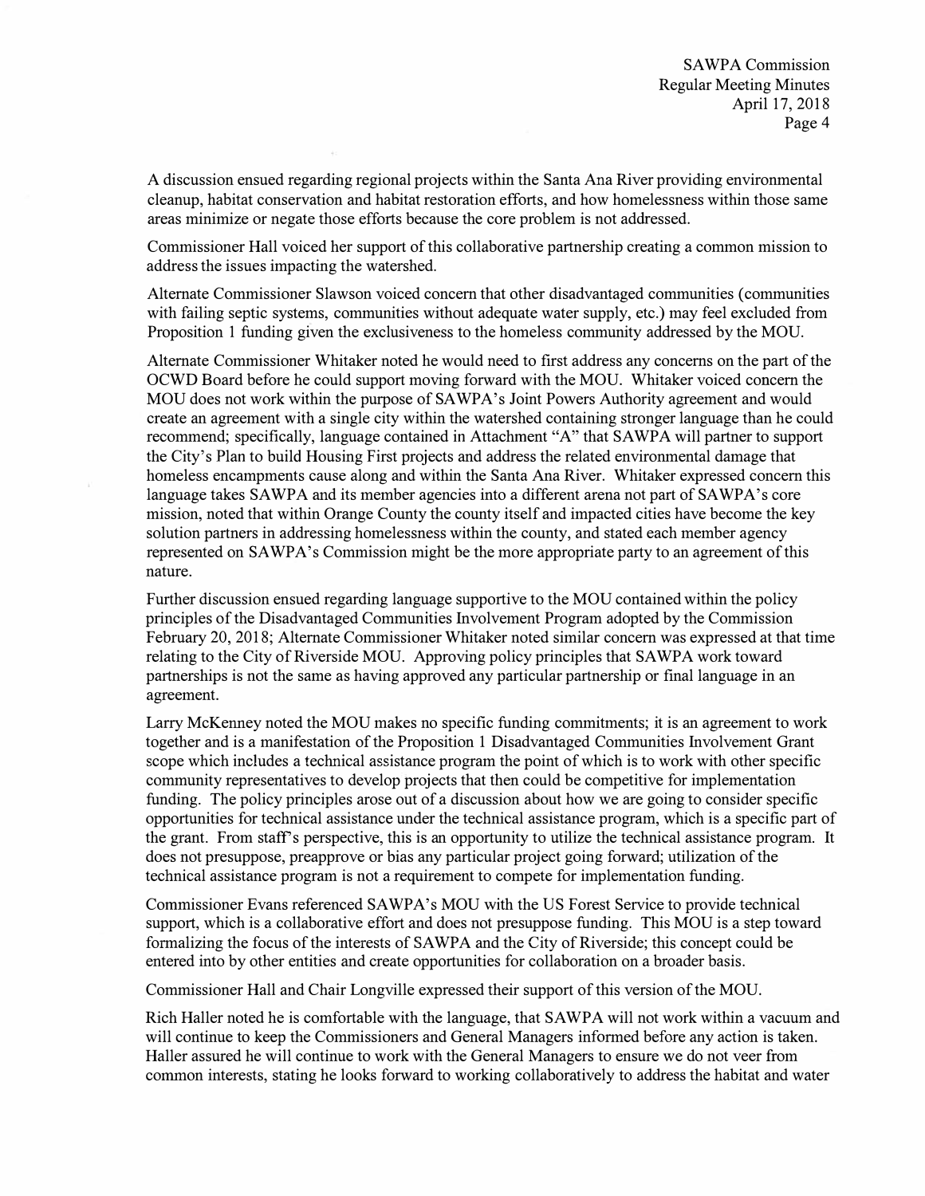A discussion ensued regarding regional projects within the Santa Ana River providing environmental cleanup, habitat conservation and habitat restoration efforts, and how homelessness within those same areas minimize or negate those efforts because the core problem is not addressed.

Commissioner Hall voiced her support of this collaborative partnership creating a common mission to address the issues impacting the watershed.

Alternate Commissioner Slawson voiced concern that other disadvantaged communities (communities with failing septic systems, communities without adequate water supply, etc.) may feel excluded from Proposition 1 funding given the exclusiveness to the homeless community addressed by the MOU.

Alternate Commissioner Whitaker noted he would need to first address any concerns on the part of the OCWD Board before he could support moving forward with the MOU. Whitaker voiced concern the MOU does not work within the purpose of SAWPA's Joint Powers Authority agreement and would create an agreement with a single city within the watershed containing stronger language than he could recommend; specifically, language contained in Attachment "A" that SAWPA will partner to support the City's Plan to build Housing First projects and address the related environmental damage that homeless encampments cause along and within the Santa Ana River. Whitaker expressed concern this language takes SAWPA and its member agencies into a different arena not part of SAWPA's core mission, noted that within Orange County the county itself and impacted cities have become the key solution partners in addressing homelessness within the county, and stated each member agency represented on SAWPA's Commission might be the more appropriate party to an agreement of this nature.

Further discussion ensued regarding language supportive to the MOU contained within the policy principles of the Disadvantaged Communities Involvement Program adopted by the Commission February 20, 2018; Alternate Commissioner Whitaker noted similar concern was expressed at that time relating to the City of Riverside MOU. Approving policy principles that SAWPA work toward partnerships is not the same as having approved any particular partnership or final language in an agreement.

Larry McKenney noted the MOU makes no specific funding commitments; it is an agreement to work together and is a manifestation of the Proposition 1 Disadvantaged Communities Involvement Grant scope which includes a technical assistance program the point of which is to work with other specific community representatives to develop projects that then could be competitive for implementation funding. The policy principles arose out of a discussion about how we are going to consider specific opportunities for technical assistance under the technical assistance program, which is a specific part of the grant. From staff's perspective, this is an opportunity to utilize the technical assistance program. It does not presuppose, preapprove or bias any particular project going forward; utilization of the technical assistance program is not a requirement to compete for implementation funding.

Commissioner Evans referenced SAWPA's MOU with the US Forest Service to provide technical support, which is a collaborative effort and does not presuppose funding. This MOU is a step toward formalizing the focus of the interests of SAWPA and the City of Riverside; this concept could be entered into by other entities and create opportunities for collaboration on a broader basis.

Commissioner Hall and Chair Longville expressed their support of this version of the MOU.

Rich Haller noted he is comfortable with the language, that SAWPA will not work within a vacuum and will continue to keep the Commissioners and General Managers informed before any action is taken. Haller assured he will continue to work with the General Managers to ensure we do not veer from common interests, stating he looks forward to working collaboratively to address the habitat and water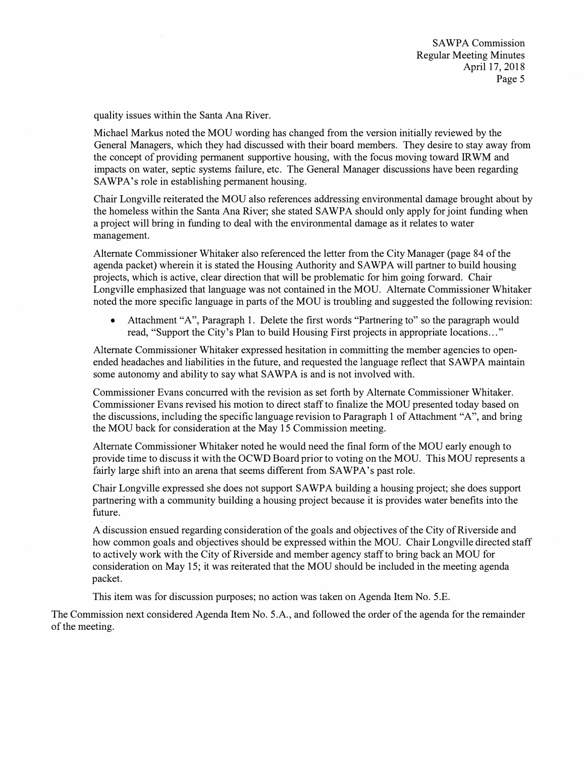quality issues within the Santa Ana River.

Michael Markus noted the MOU wording has changed from the version initially reviewed by the General Managers, which they had discussed with their board members. They desire to stay away from the concept of providing permanent supportive housing, with the focus moving toward IRWM and impacts on water, septic systems failure, etc. The General Manager discussions have been regarding SAWPA's role in establishing permanent housing.

Chair Longville reiterated the MOU also references addressing environmental damage brought about by the homeless within the Santa Ana River; she stated SAWPA should only apply for joint funding when a project will bring in funding to deal with the environmental damage as it relates to water management.

Alternate Commissioner Whitaker also referenced the letter from the City Manager (page 84 of the agenda packet) wherein it is stated the Housing Authority and SAWPA will partner to build housing projects, which is active, clear direction that will be problematic for him going forward. Chair Longville emphasized that language was not contained in the MOU. Alternate Commissioner Whitaker noted the more specific language in parts of the MOU is troubling and suggested the following revision:

- Attachment "A", Paragraph 1. Delete the first words "Partnering to" so the paragraph would read, "Support the City's Plan to build Housing First projects in appropriate locations…"

Alternate Commissioner Whitaker expressed hesitation in committing the member agencies to open-ended headaches and liabilities in the future, and requested the language reflect that SAWPA maintain some autonomy and ability to say what SAWPA is and is not involved with.

Commissioner Evans concurred with the revision as set forth by Alternate Commissioner Whitaker. Commissioner Evans revised his motion to direct staff to finalize the MOU presented today based on the discussions, including the specific language revision to Paragraph 1 of Attachment "A", and bring the MOU back for consideration at the May 15 Commission meeting.

Alternate Commissioner Whitaker noted he would need the final form of the MOU early enough to provide time to discuss it with the OCWD Board prior to voting on the MOU. This MOU represents a fairly large shift into an arena that seems different from SAWPA's past role.

Chair Longville expressed she does not support SAWPA building a housing project; she does support partnering with a community building a housing project because it is provides water benefits into the future.

A discussion ensued regarding consideration of the goals and objectives of the City of Riverside and how common goals and objectives should be expressed within the MOU. Chair Longville directed staff to actively work with the City of Riverside and member agency staff to bring back an MOU for consideration on May 15; it was reiterated that the MOU should be included in the meeting agenda packet.

This item was for discussion purposes; no action was taken on Agenda Item No. 5.E.

The Commission next considered Agenda Item No. 5.A., and followed the order of the agenda for the remainder of the meeting.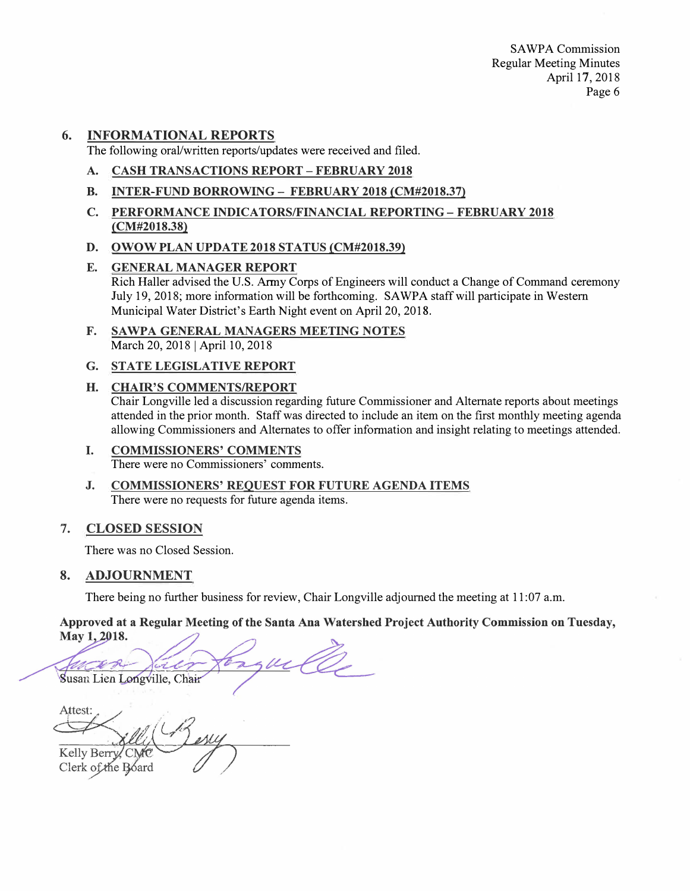## 6. INFORMATIONAL REPORTS

The following oral/written reports/updates were received and filed.

### A. CASH TRANSACTIONS REPORT – FEBRUARY 2018

### B. INTER-FUND BORROWING – FEBRUARY 2018 (CM#2018.37)

### C. PERFORMANCE INDICATORS/FINANCIAL REPORTING – FEBRUARY 2018 (CM#2018.38)

### D. OWOW PLAN UPDATE 2018 STATUS (CM#2018.39)

### E. GENERAL MANAGER REPORT

Rich Haller advised the U.S. Army Corps of Engineers will conduct a Change of Command ceremony July 19, 2018; more information will be forthcoming. SAWPA staff will participate in Western Municipal Water District's Earth Night event on April 20, 2018.

### F. SAWPA GENERAL MANAGERS MEETING NOTES

March 20, 2018 | April 10, 2018

### G. STATE LEGISLATIVE REPORT

### H. CHAIR'S COMMENTS/REPORT

Chair Longville led a discussion regarding future Commissioner and Alternate reports about meetings attended in the prior month. Staff was directed to include an item on the first monthly meeting agenda allowing Commissioners and Alternates to offer information and insight relating to meetings attended.

### I. COMMISSIONERS' COMMENTS

There were no Commissioners' comments.

### J. COMMISSIONERS' REQUEST FOR FUTURE AGENDA ITEMS

There were no requests for future agenda items.

## 7. CLOSED SESSION

There was no Closed Session.

## 8. ADJOURNMENT

There being no further business for review, Chair Longville adjourned the meeting at 11:07 a.m.

**Approved at a Regular Meeting of the Santa Ana Watershed Project Authority Commission on Tuesday, May 1, 2018.**

Susan Lien Longville, Chair

Attest:

Kelly Berry, CMC
Clerk of the Board